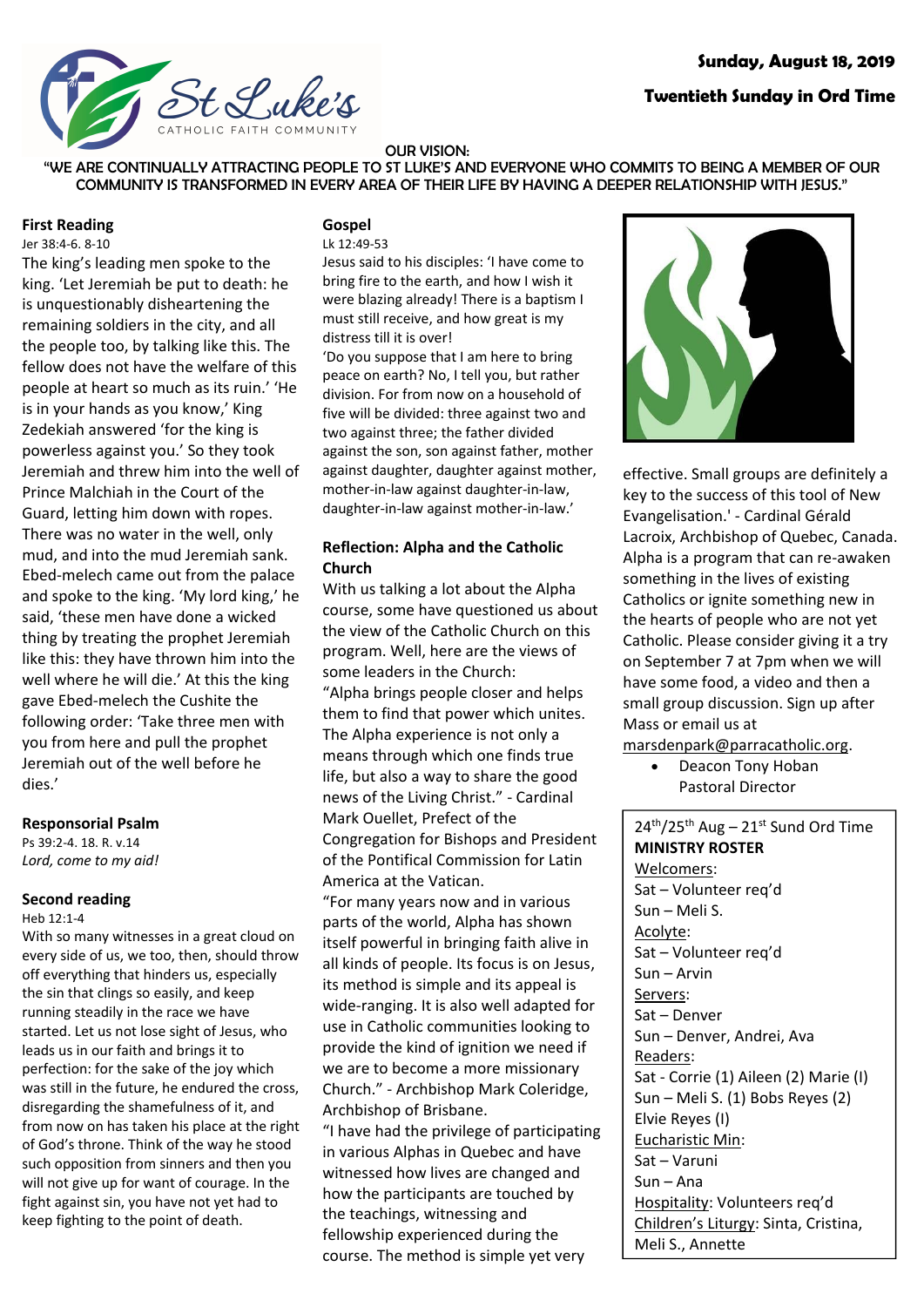**Sunday, August 18, 2019**

**Twentieth Sunday in Ord Time**

OUR VISION:

"WE ARE CONTINUALLY ATTRACTING PEOPLE TO ST LUKE'S AND EVERYONE WHO COMMITS TO BEING A MEMBER OF OUR COMMUNITY IS TRANSFORMED IN EVERY AREA OF THEIR LIFE BY HAVING A DEEPER RELATIONSHIP WITH JESUS."

### First Reading

Jer 38:4-6. 8-10

The king's leading men spoke to the king. 'Let Jeremiah be put to death: he is unquestionably disheartening the remaining soldiers in the city, and all the people too, by talking like this. The fellow does not have the welfare of this people at heart so much as its ruin.' 'He is in your hands as you know,' King Zedekiah answered 'for the king is powerless against you.' So they took Jeremiah and threw him into the well of Prince Malchiah in the Court of the Guard, letting him down with ropes. There was no water in the well, only mud, and into the mud Jeremiah sank. Ebed-melech came out from the palace and spoke to the king. 'My lord king,' he said, 'these men have done a wicked thing by treating the prophet Jeremiah like this: they have thrown him into the well where he will die.' At this the king gave Ebed-melech the Cushite the following order: 'Take three men with you from here and pull the prophet Jeremiah out of the well before he dies.'

### Responsorial Psalm

Ps 39:2-4. 18. R. v.14

*Lord, come to my aid!*

### Second reading

Heb 12:1-4

With so many witnesses in a great cloud on every side of us, we too, then, should throw off everything that hinders us, especially the sin that clings so easily, and keep running steadily in the race we have started. Let us not lose sight of Jesus, who leads us in our faith and brings it to perfection: for the sake of the joy which was still in the future, he endured the cross, disregarding the shamefulness of it, and from now on has taken his place at the right of God's throne. Think of the way he stood such opposition from sinners and then you will not give up for want of courage. In the fight against sin, you have not yet had to keep fighting to the point of death.

### Gospel

Lk 12:49-53

Jesus said to his disciples: 'I have come to bring fire to the earth, and how I wish it were blazing already! There is a baptism I must still receive, and how great is my distress till it is over!

'Do you suppose that I am here to bring peace on earth? No, I tell you, but rather division. For from now on a household of five will be divided: three against two and two against three; the father divided against the son, son against father, mother against daughter, daughter against mother, mother-in-law against daughter-in-law, daughter-in-law against mother-in-law.'

### Reflection: Alpha and the Catholic Church

With us talking a lot about the Alpha course, some have questioned us about the view of the Catholic Church on this program. Well, here are the views of some leaders in the Church:

"Alpha brings people closer and helps them to find that power which unites. The Alpha experience is not only a means through which one finds true life, but also a way to share the good news of the Living Christ." - Cardinal Mark Ouellet, Prefect of the Congregation for Bishops and President of the Pontifical Commission for Latin America at the Vatican.

"For many years now and in various parts of the world, Alpha has shown itself powerful in bringing faith alive in all kinds of people. Its focus is on Jesus, its method is simple and its appeal is wide-ranging. It is also well adapted for use in Catholic communities looking to provide the kind of ignition we need if we are to become a more missionary Church." - Archbishop Mark Coleridge, Archbishop of Brisbane.

"I have had the privilege of participating in various Alphas in Quebec and have witnessed how lives are changed and how the participants are touched by the teachings, witnessing and fellowship experienced during the course. The method is simple yet very effective. Small groups are definitely a key to the success of this tool of New Evangelisation.' - Cardinal Gérald Lacroix, Archbishop of Quebec, Canada.

Alpha is a program that can re-awaken something in the lives of existing Catholics or ignite something new in the hearts of people who are not yet Catholic. Please consider giving it a try on September 7 at 7pm when we will have some food, a video and then a small group discussion. Sign up after Mass or email us at marsdenpark@parracatholic.org.

- Deacon Tony Hoban
  Pastoral Director

24th/25th Aug – 21st Sund Ord Time

**MINISTRY ROSTER**

Welcomers:
Sat – Volunteer req'd
Sun – Meli S.

Acolyte:
Sat – Volunteer req'd
Sun – Arvin

Servers:
Sat – Denver
Sun – Denver, Andrei, Ava

Readers:
Sat - Corrie (1) Aileen (2) Marie (I)
Sun – Meli S. (1) Bobs Reyes (2) Elvie Reyes (I)

Eucharistic Min:
Sat – Varuni
Sun – Ana

Hospitality: Volunteers req'd

Children's Liturgy: Sinta, Cristina, Meli S., Annette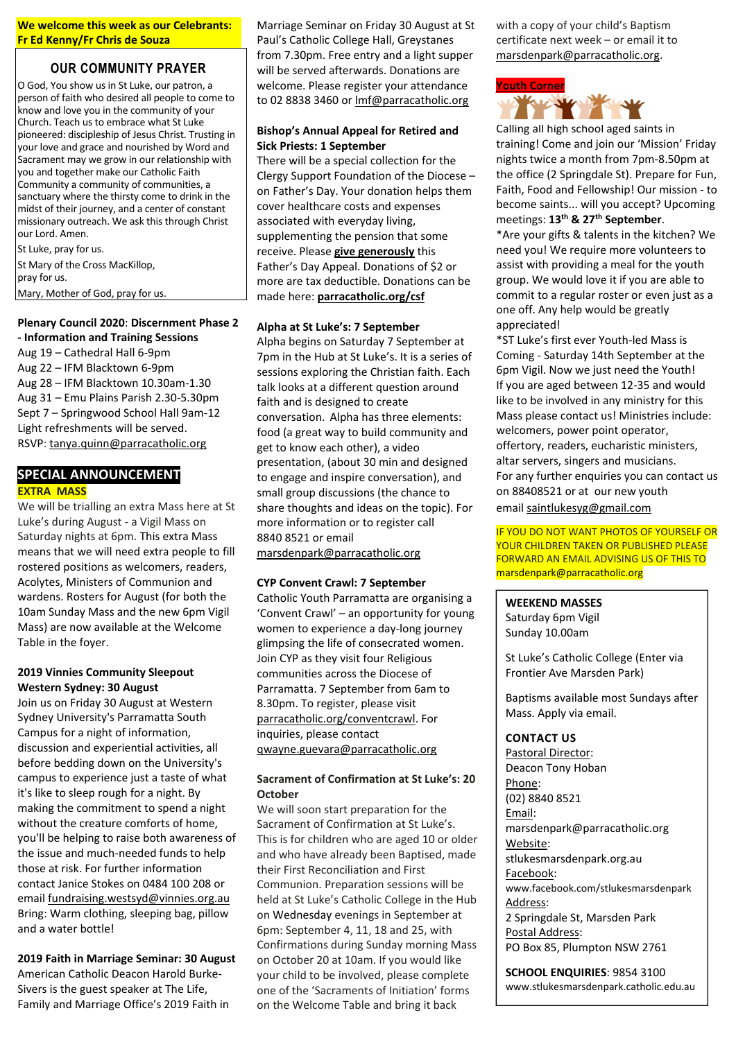**We welcome this week as our Celebrants: Fr Ed Kenny/Fr Chris de Souza**

## OUR COMMUNITY PRAYER

O God, You show us in St Luke, our patron, a person of faith who desired all people to come to know and love you in the community of your Church. Teach us to embrace what St Luke pioneered: discipleship of Jesus Christ. Trusting in your love and grace and nourished by Word and Sacrament may we grow in our relationship with you and together make our Catholic Faith Community a community of communities, a sanctuary where the thirsty come to drink in the midst of their journey, and a center of constant missionary outreach. We ask this through Christ our Lord. Amen.

St Luke, pray for us.

St Mary of the Cross MacKillop, pray for us.

Mary, Mother of God, pray for us.

**Plenary Council 2020: Discernment Phase 2 - Information and Training Sessions**

Aug 19 – Cathedral Hall 6-9pm
Aug 22 – IFM Blacktown 6-9pm
Aug 28 – IFM Blacktown 10.30am-1.30
Aug 31 – Emu Plains Parish 2.30-5.30pm
Sept 7 – Springwood School Hall 9am-12
Light refreshments will be served.
RSVP: tanya.quinn@parracatholic.org

## SPECIAL ANNOUNCEMENT

**EXTRA MASS**

We will be trialling an extra Mass here at St Luke's during August - a Vigil Mass on Saturday nights at 6pm. This extra Mass means that we will need extra people to fill rostered positions as welcomers, readers, Acolytes, Ministers of Communion and wardens. Rosters for August (for both the 10am Sunday Mass and the new 6pm Vigil Mass) are now available at the Welcome Table in the foyer.

**2019 Vinnies Community Sleepout Western Sydney: 30 August**

Join us on Friday 30 August at Western Sydney University's Parramatta South Campus for a night of information, discussion and experiential activities, all before bedding down on the University's campus to experience just a taste of what it's like to sleep rough for a night. By making the commitment to spend a night without the creature comforts of home, you'll be helping to raise both awareness of the issue and much-needed funds to help those at risk. For further information contact Janice Stokes on 0484 100 208 or email fundraising.westsyd@vinnies.org.au
Bring: Warm clothing, sleeping bag, pillow and a water bottle!

**2019 Faith in Marriage Seminar: 30 August**

American Catholic Deacon Harold Burke-Sivers is the guest speaker at The Life, Family and Marriage Office's 2019 Faith in Marriage Seminar on Friday 30 August at St Paul's Catholic College Hall, Greystanes from 7.30pm. Free entry and a light supper will be served afterwards. Donations are welcome. Please register your attendance to 02 8838 3460 or lmf@parracatholic.org

**Bishop's Annual Appeal for Retired and Sick Priests: 1 September**

There will be a special collection for the Clergy Support Foundation of the Diocese – on Father's Day. Your donation helps them cover healthcare costs and expenses associated with everyday living, supplementing the pension that some receive. Please **give generously** this Father's Day Appeal. Donations of $2 or more are tax deductible. Donations can be made here: **parracatholic.org/csf**

**Alpha at St Luke's: 7 September**

Alpha begins on Saturday 7 September at 7pm in the Hub at St Luke's. It is a series of sessions exploring the Christian faith. Each talk looks at a different question around faith and is designed to create conversation. Alpha has three elements: food (a great way to build community and get to know each other), a video presentation, (about 30 min and designed to engage and inspire conversation), and small group discussions (the chance to share thoughts and ideas on the topic). For more information or to register call 8840 8521 or email marsdenpark@parracatholic.org

**CYP Convent Crawl: 7 September**

Catholic Youth Parramatta are organising a 'Convent Crawl' – an opportunity for young women to experience a day-long journey glimpsing the life of consecrated women. Join CYP as they visit four Religious communities across the Diocese of Parramatta. 7 September from 6am to 8.30pm. To register, please visit parracatholic.org/conventcrawl. For inquiries, please contact qwayne.guevara@parracatholic.org

**Sacrament of Confirmation at St Luke's: 20 October**

We will soon start preparation for the Sacrament of Confirmation at St Luke's. This is for children who are aged 10 or older and who have already been Baptised, made their First Reconciliation and First Communion. Preparation sessions will be held at St Luke's Catholic College in the Hub on Wednesday evenings in September at 6pm: September 4, 11, 18 and 25, with Confirmations during Sunday morning Mass on October 20 at 10am. If you would like your child to be involved, please complete one of the 'Sacraments of Initiation' forms on the Welcome Table and bring it back with a copy of your child's Baptism certificate next week – or email it to marsdenpark@parracatholic.org.

**Youth Corner**

Calling all high school aged saints in training! Come and join our 'Mission' Friday nights twice a month from 7pm-8.50pm at the office (2 Springdale St). Prepare for Fun, Faith, Food and Fellowship! Our mission - to become saints... will you accept? Upcoming meetings: **13th & 27th September**.

*Are your gifts & talents in the kitchen? We need you! We require more volunteers to assist with providing a meal for the youth group. We would love it if you are able to commit to a regular roster or even just as a one off. Any help would be greatly appreciated!

*ST Luke's first ever Youth-led Mass is Coming - Saturday 14th September at the 6pm Vigil. Now we just need the Youth! If you are aged between 12-35 and would like to be involved in any ministry for this Mass please contact us! Ministries include: welcomers, power point operator, offertory, readers, eucharistic ministers, altar servers, singers and musicians.
For any further enquiries you can contact us on 88408521 or at our new youth email saintlukesyg@gmail.com

IF YOU DO NOT WANT PHOTOS OF YOURSELF OR YOUR CHILDREN TAKEN OR PUBLISHED PLEASE FORWARD AN EMAIL ADVISING US OF THIS TO marsdenpark@parracatholic.org

**WEEKEND MASSES**
Saturday 6pm Vigil
Sunday 10.00am

St Luke's Catholic College (Enter via Frontier Ave Marsden Park)

Baptisms available most Sundays after Mass. Apply via email.

**CONTACT US**
Pastoral Director:
Deacon Tony Hoban
Phone:
(02) 8840 8521
Email:
marsdenpark@parracatholic.org
Website:
stlukesmarsdenpark.org.au
Facebook:
www.facebook.com/stlukesmarsdenpark
Address:
2 Springdale St, Marsden Park
Postal Address:
PO Box 85, Plumpton NSW 2761

**SCHOOL ENQUIRIES**: 9854 3100
www.stlukesmarsdenpark.catholic.edu.au